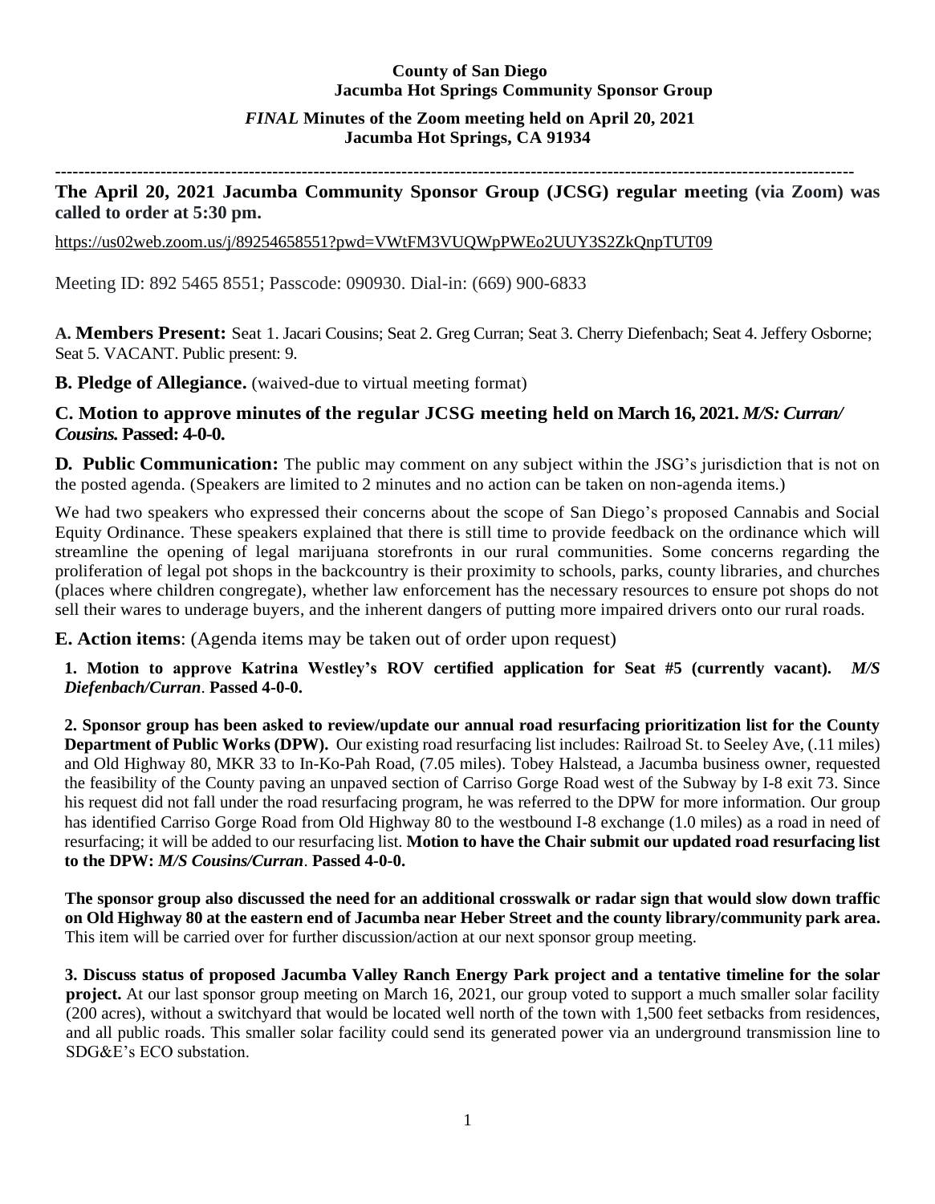**County of San Diego**
**Jacumba Hot Springs Community Sponsor Group**

***FINAL* Minutes of the Zoom meeting held on April 20, 2021**
**Jacumba Hot Springs, CA 91934**

---

**The April 20, 2021 Jacumba Community Sponsor Group (JCSG) regular meeting (via Zoom) was called to order at 5:30 pm.**

https://us02web.zoom.us/j/89254658551?pwd=VWtFM3VUQWpPWEo2UUY3S2ZkQnpTUT09

Meeting ID: 892 5465 8551; Passcode: 090930. Dial-in: (669) 900-6833

**A. Members Present:** Seat 1. Jacari Cousins; Seat 2. Greg Curran; Seat 3. Cherry Diefenbach; Seat 4. Jeffery Osborne; Seat 5. VACANT. Public present: 9.

**B. Pledge of Allegiance.** (waived-due to virtual meeting format)

**C. Motion to approve minutes of the regular JCSG meeting held on March 16, 2021.** ***M/S: Curran/ Cousins.*** **Passed: 4-0-0.**

**D. Public Communication:** The public may comment on any subject within the JSG's jurisdiction that is not on the posted agenda. (Speakers are limited to 2 minutes and no action can be taken on non-agenda items.)

We had two speakers who expressed their concerns about the scope of San Diego's proposed Cannabis and Social Equity Ordinance. These speakers explained that there is still time to provide feedback on the ordinance which will streamline the opening of legal marijuana storefronts in our rural communities. Some concerns regarding the proliferation of legal pot shops in the backcountry is their proximity to schools, parks, county libraries, and churches (places where children congregate), whether law enforcement has the necessary resources to ensure pot shops do not sell their wares to underage buyers, and the inherent dangers of putting more impaired drivers onto our rural roads.

**E. Action items**: (Agenda items may be taken out of order upon request)

**1. Motion to approve Katrina Westley's ROV certified application for Seat #5 (currently vacant).** ***M/S Diefenbach/Curran*****. Passed 4-0-0.**

**2. Sponsor group has been asked to review/update our annual road resurfacing prioritization list for the County Department of Public Works (DPW).** Our existing road resurfacing list includes: Railroad St. to Seeley Ave, (.11 miles) and Old Highway 80, MKR 33 to In-Ko-Pah Road, (7.05 miles). Tobey Halstead, a Jacumba business owner, requested the feasibility of the County paving an unpaved section of Carriso Gorge Road west of the Subway by I-8 exit 73. Since his request did not fall under the road resurfacing program, he was referred to the DPW for more information. Our group has identified Carriso Gorge Road from Old Highway 80 to the westbound I-8 exchange (1.0 miles) as a road in need of resurfacing; it will be added to our resurfacing list. **Motion to have the Chair submit our updated road resurfacing list to the DPW:** ***M/S Cousins/Curran*****. Passed 4-0-0.**

**The sponsor group also discussed the need for an additional crosswalk or radar sign that would slow down traffic on Old Highway 80 at the eastern end of Jacumba near Heber Street and the county library/community park area.** This item will be carried over for further discussion/action at our next sponsor group meeting.

**3. Discuss status of proposed Jacumba Valley Ranch Energy Park project and a tentative timeline for the solar project.** At our last sponsor group meeting on March 16, 2021, our group voted to support a much smaller solar facility (200 acres), without a switchyard that would be located well north of the town with 1,500 feet setbacks from residences, and all public roads. This smaller solar facility could send its generated power via an underground transmission line to SDG&E's ECO substation.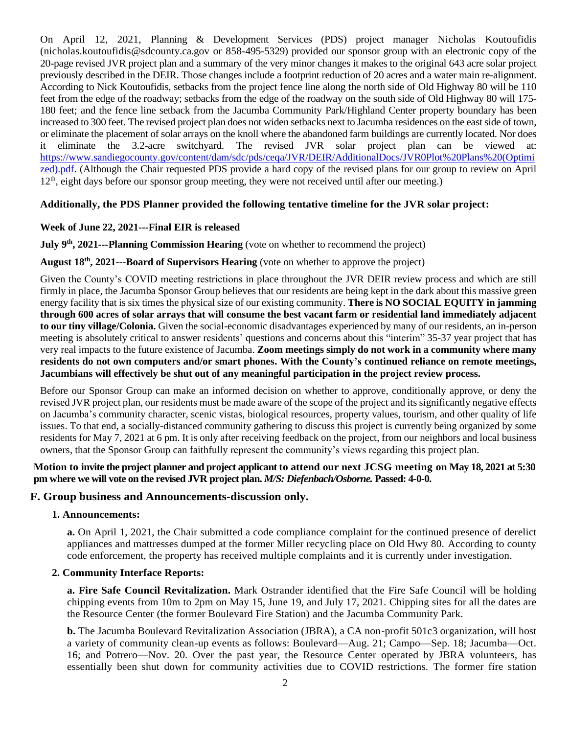On April 12, 2021, Planning & Development Services (PDS) project manager Nicholas Koutoufidis (nicholas.koutoufidis@sdcounty.ca.gov or 858-495-5329) provided our sponsor group with an electronic copy of the 20-page revised JVR project plan and a summary of the very minor changes it makes to the original 643 acre solar project previously described in the DEIR. Those changes include a footprint reduction of 20 acres and a water main re-alignment. According to Nick Koutoufidis, setbacks from the project fence line along the north side of Old Highway 80 will be 110 feet from the edge of the roadway; setbacks from the edge of the roadway on the south side of Old Highway 80 will 175-180 feet; and the fence line setback from the Jacumba Community Park/Highland Center property boundary has been increased to 300 feet. The revised project plan does not widen setbacks next to Jacumba residences on the east side of town, or eliminate the placement of solar arrays on the knoll where the abandoned farm buildings are currently located. Nor does it eliminate the 3.2-acre switchyard. The revised JVR solar project plan can be viewed at: https://www.sandiegocounty.gov/content/dam/sdc/pds/ceqa/JVR/DEIR/AdditionalDocs/JVR0Plot%20Plans%20(Optimized).pdf. (Although the Chair requested PDS provide a hard copy of the revised plans for our group to review on April 12th, eight days before our sponsor group meeting, they were not received until after our meeting.)

**Additionally, the PDS Planner provided the following tentative timeline for the JVR solar project:**

**Week of June 22, 2021---Final EIR is released**

**July 9th, 2021---Planning Commission Hearing** (vote on whether to recommend the project)

**August 18th, 2021---Board of Supervisors Hearing** (vote on whether to approve the project)

Given the County's COVID meeting restrictions in place throughout the JVR DEIR review process and which are still firmly in place, the Jacumba Sponsor Group believes that our residents are being kept in the dark about this massive green energy facility that is six times the physical size of our existing community. **There is NO SOCIAL EQUITY in jamming through 600 acres of solar arrays that will consume the best vacant farm or residential land immediately adjacent to our tiny village/Colonia.** Given the social-economic disadvantages experienced by many of our residents, an in-person meeting is absolutely critical to answer residents' questions and concerns about this "interim" 35-37 year project that has very real impacts to the future existence of Jacumba. **Zoom meetings simply do not work in a community where many residents do not own computers and/or smart phones. With the County's continued reliance on remote meetings, Jacumbians will effectively be shut out of any meaningful participation in the project review process.**

Before our Sponsor Group can make an informed decision on whether to approve, conditionally approve, or deny the revised JVR project plan, our residents must be made aware of the scope of the project and its significantly negative effects on Jacumba's community character, scenic vistas, biological resources, property values, tourism, and other quality of life issues. To that end, a socially-distanced community gathering to discuss this project is currently being organized by some residents for May 7, 2021 at 6 pm. It is only after receiving feedback on the project, from our neighbors and local business owners, that the Sponsor Group can faithfully represent the community's views regarding this project plan.

**Motion to invite the project planner and project applicant to attend our next JCSG meeting on May 18, 2021 at 5:30 pm where we will vote on the revised JVR project plan.** ***M/S: Diefenbach/Osborne.*** **Passed: 4-0-0.**

## F. Group business and Announcements-discussion only.

### 1. Announcements:

**a.** On April 1, 2021, the Chair submitted a code compliance complaint for the continued presence of derelict appliances and mattresses dumped at the former Miller recycling place on Old Hwy 80. According to county code enforcement, the property has received multiple complaints and it is currently under investigation.

### 2. Community Interface Reports:

**a. Fire Safe Council Revitalization.** Mark Ostrander identified that the Fire Safe Council will be holding chipping events from 10m to 2pm on May 15, June 19, and July 17, 2021. Chipping sites for all the dates are the Resource Center (the former Boulevard Fire Station) and the Jacumba Community Park.

**b.** The Jacumba Boulevard Revitalization Association (JBRA), a CA non-profit 501c3 organization, will host a variety of community clean-up events as follows: Boulevard—Aug. 21; Campo—Sep. 18; Jacumba—Oct. 16; and Potrero—Nov. 20. Over the past year, the Resource Center operated by JBRA volunteers, has essentially been shut down for community activities due to COVID restrictions. The former fire station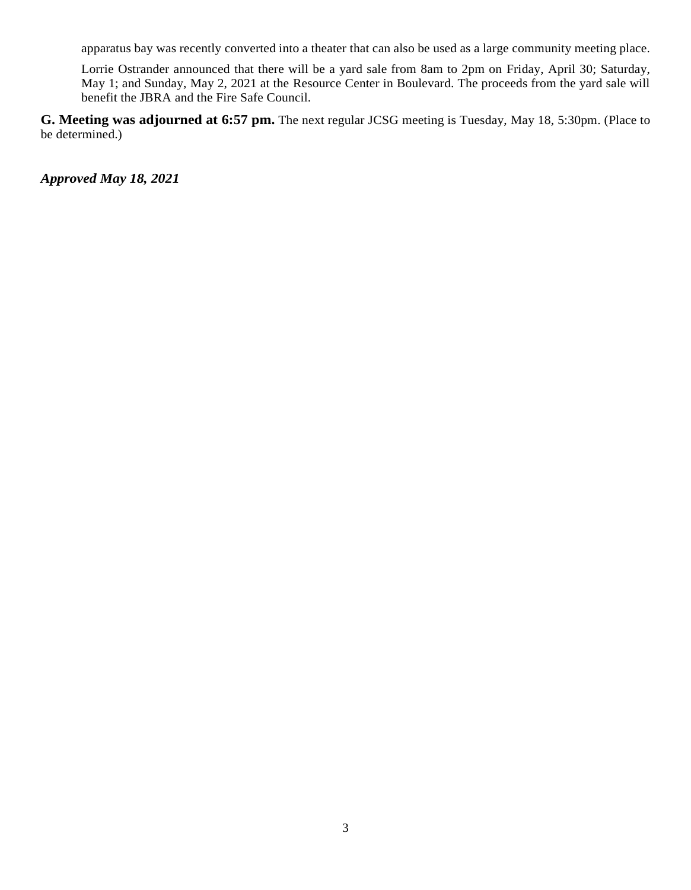apparatus bay was recently converted into a theater that can also be used as a large community meeting place.

Lorrie Ostrander announced that there will be a yard sale from 8am to 2pm on Friday, April 30; Saturday, May 1; and Sunday, May 2, 2021 at the Resource Center in Boulevard. The proceeds from the yard sale will benefit the JBRA and the Fire Safe Council.

**G. Meeting was adjourned at 6:57 pm.** The next regular JCSG meeting is Tuesday, May 18, 5:30pm. (Place to be determined.)

***Approved May 18, 2021***